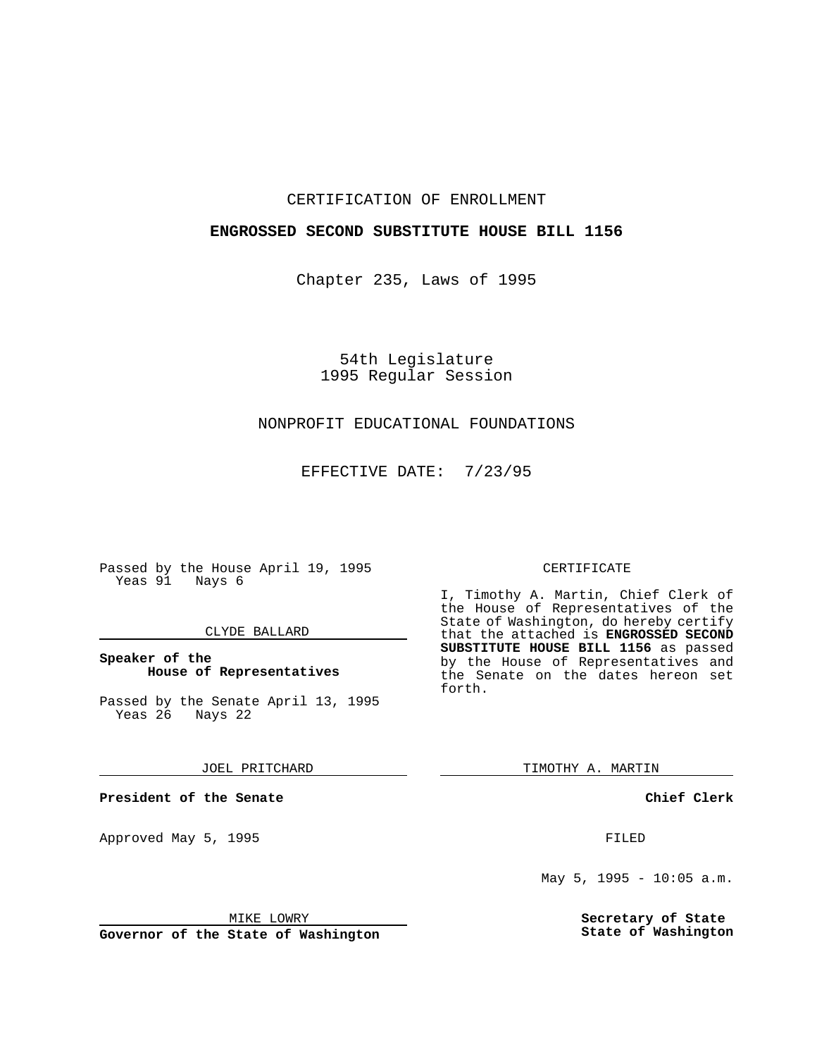CERTIFICATION OF ENROLLMENT

**ENGROSSED SECOND SUBSTITUTE HOUSE BILL 1156**

Chapter 235, Laws of 1995

54th Legislature
1995 Regular Session

NONPROFIT EDUCATIONAL FOUNDATIONS

EFFECTIVE DATE: 7/23/95

Passed by the House April 19, 1995
Yeas 91 Nays 6

CLYDE BALLARD

**Speaker of the House of Representatives**

Passed by the Senate April 13, 1995
Yeas 26 Nays 22

JOEL PRITCHARD

**President of the Senate**

Approved May 5, 1995

MIKE LOWRY

**Governor of the State of Washington**

CERTIFICATE

I, Timothy A. Martin, Chief Clerk of the House of Representatives of the State of Washington, do hereby certify that the attached is **ENGROSSED SECOND SUBSTITUTE HOUSE BILL 1156** as passed by the House of Representatives and the Senate on the dates hereon set forth.

TIMOTHY A. MARTIN

**Chief Clerk**

FILED

May 5, 1995 - 10:05 a.m.

**Secretary of State State of Washington**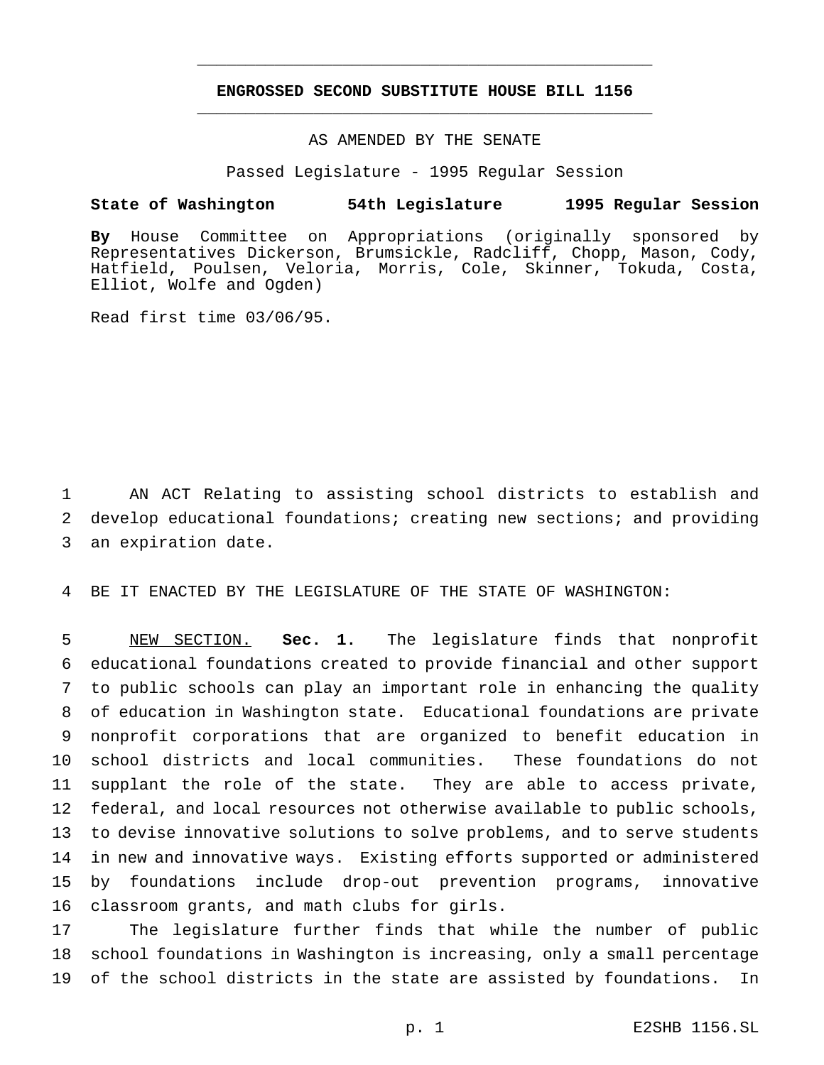# ENGROSSED SECOND SUBSTITUTE HOUSE BILL 1156

AS AMENDED BY THE SENATE

Passed Legislature - 1995 Regular Session

**State of Washington 54th Legislature 1995 Regular Session**

**By** House Committee on Appropriations (originally sponsored by Representatives Dickerson, Brumsickle, Radcliff, Chopp, Mason, Cody, Hatfield, Poulsen, Veloria, Morris, Cole, Skinner, Tokuda, Costa, Elliot, Wolfe and Ogden)

Read first time 03/06/95.

AN ACT Relating to assisting school districts to establish and develop educational foundations; creating new sections; and providing an expiration date.

BE IT ENACTED BY THE LEGISLATURE OF THE STATE OF WASHINGTON:

NEW SECTION. **Sec. 1.** The legislature finds that nonprofit educational foundations created to provide financial and other support to public schools can play an important role in enhancing the quality of education in Washington state. Educational foundations are private nonprofit corporations that are organized to benefit education in school districts and local communities. These foundations do not supplant the role of the state. They are able to access private, federal, and local resources not otherwise available to public schools, to devise innovative solutions to solve problems, and to serve students in new and innovative ways. Existing efforts supported or administered by foundations include drop-out prevention programs, innovative classroom grants, and math clubs for girls.

The legislature further finds that while the number of public school foundations in Washington is increasing, only a small percentage of the school districts in the state are assisted by foundations. In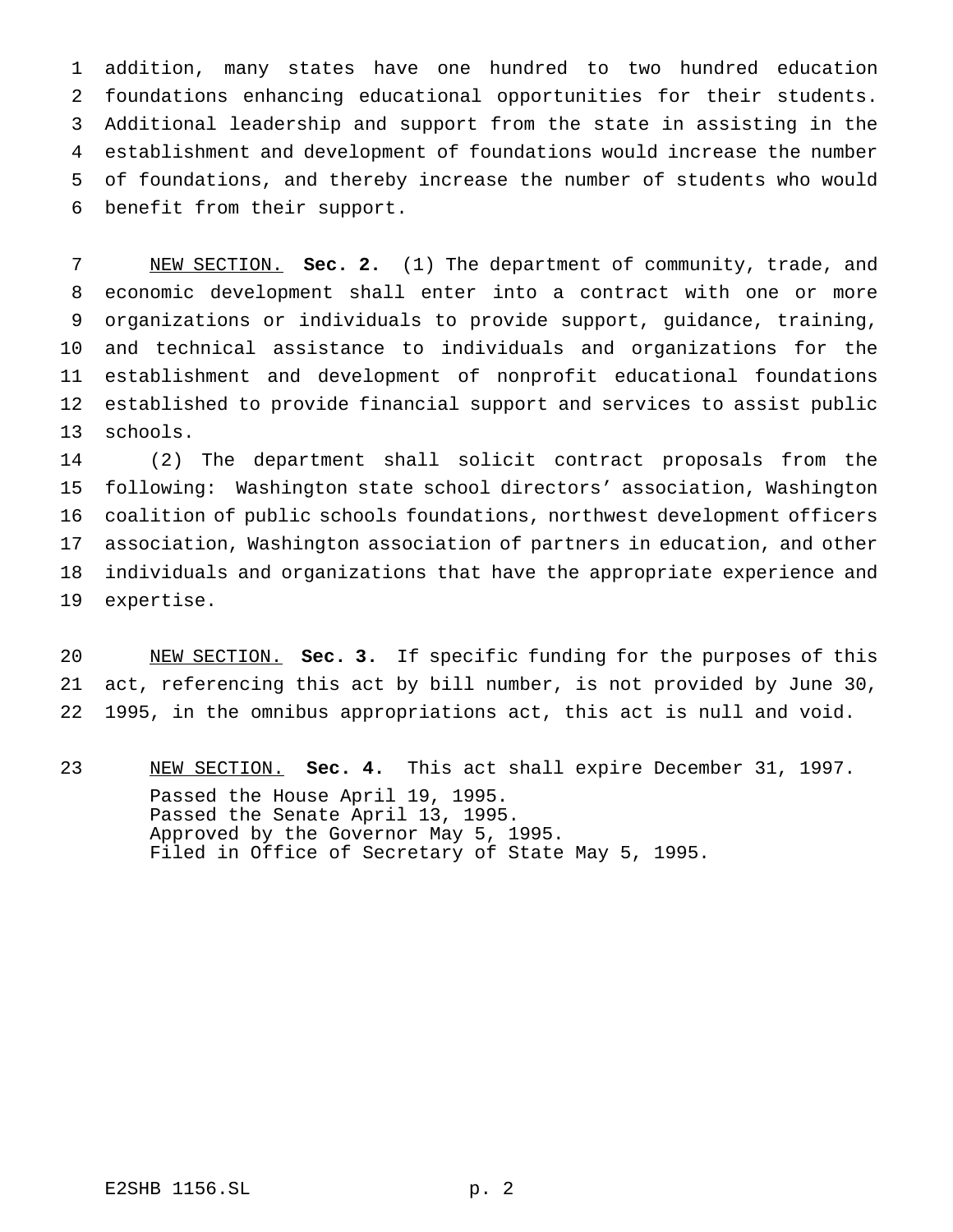addition, many states have one hundred to two hundred education foundations enhancing educational opportunities for their students. Additional leadership and support from the state in assisting in the establishment and development of foundations would increase the number of foundations, and thereby increase the number of students who would benefit from their support.

NEW SECTION. **Sec. 2.** (1) The department of community, trade, and economic development shall enter into a contract with one or more organizations or individuals to provide support, guidance, training, and technical assistance to individuals and organizations for the establishment and development of nonprofit educational foundations established to provide financial support and services to assist public schools.

(2) The department shall solicit contract proposals from the following: Washington state school directors' association, Washington coalition of public schools foundations, northwest development officers association, Washington association of partners in education, and other individuals and organizations that have the appropriate experience and expertise.

NEW SECTION. **Sec. 3.** If specific funding for the purposes of this act, referencing this act by bill number, is not provided by June 30, 1995, in the omnibus appropriations act, this act is null and void.

NEW SECTION. **Sec. 4.** This act shall expire December 31, 1997.

Passed the House April 19, 1995.
Passed the Senate April 13, 1995.
Approved by the Governor May 5, 1995.
Filed in Office of Secretary of State May 5, 1995.